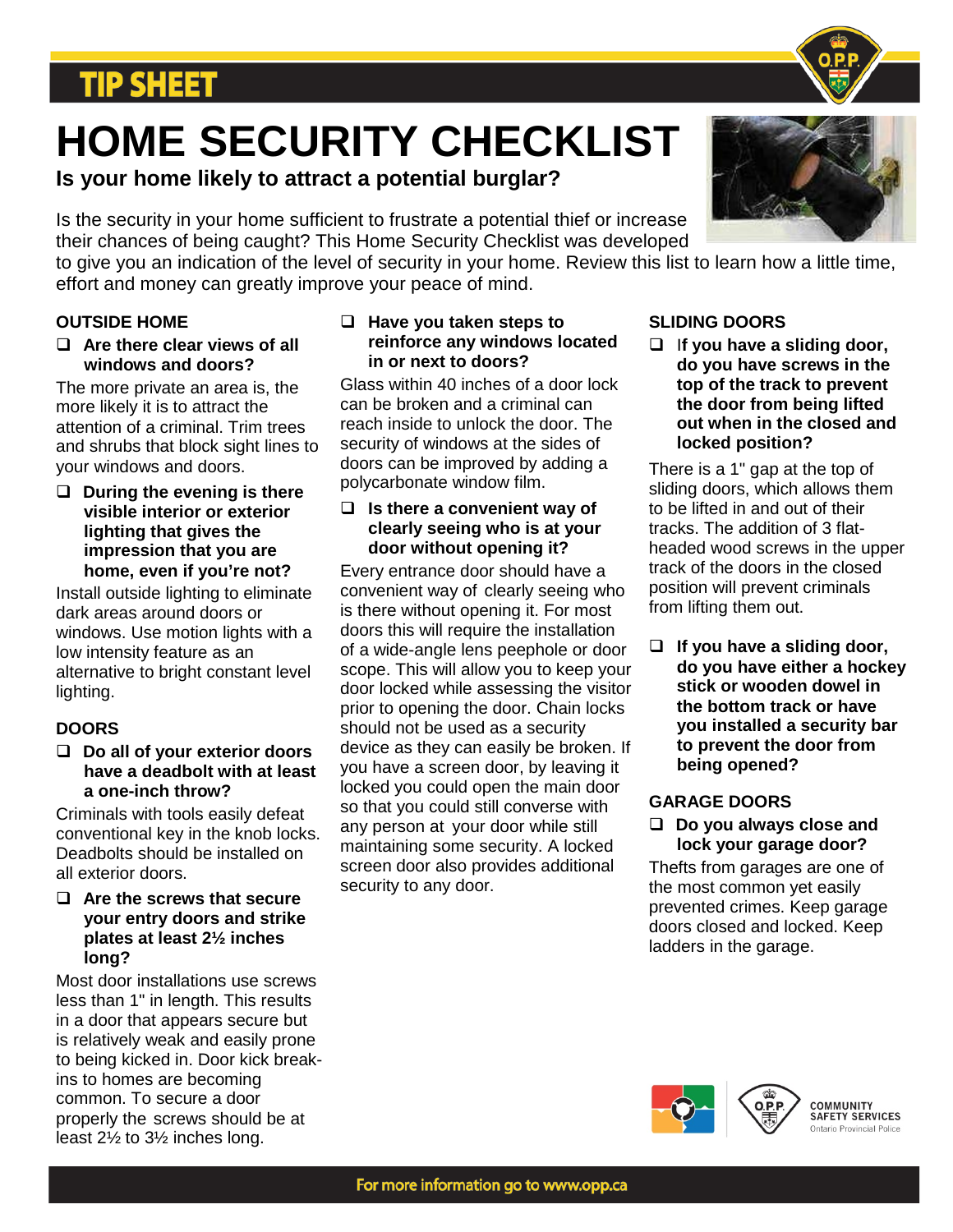**TIP SHEET**

# HOME SECURITY CHECKLIST

**Is your home likely to attract a potential burglar?**

Is the security in your home sufficient to frustrate a potential thief or increase their chances of being caught? This Home Security Checklist was developed to give you an indication of the level of security in your home. Review this list to learn how a little time, effort and money can greatly improve your peace of mind.

## OUTSIDE HOME

- ❑ **Are there clear views of all windows and doors?**

The more private an area is, the more likely it is to attract the attention of a criminal. Trim trees and shrubs that block sight lines to your windows and doors.

- ❑ **During the evening is there visible interior or exterior lighting that gives the impression that you are home, even if you're not?**

Install outside lighting to eliminate dark areas around doors or windows. Use motion lights with a low intensity feature as an alternative to bright constant level lighting.

## DOORS

- ❑ **Do all of your exterior doors have a deadbolt with at least a one-inch throw?**

Criminals with tools easily defeat conventional key in the knob locks. Deadbolts should be installed on all exterior doors.

- ❑ **Are the screws that secure your entry doors and strike plates at least 2½ inches long?**

Most door installations use screws less than 1" in length. This results in a door that appears secure but is relatively weak and easily prone to being kicked in. Door kick break-ins to homes are becoming common. To secure a door properly the screws should be at least 2½ to 3½ inches long.

- ❑ **Have you taken steps to reinforce any windows located in or next to doors?**

Glass within 40 inches of a door lock can be broken and a criminal can reach inside to unlock the door. The security of windows at the sides of doors can be improved by adding a polycarbonate window film.

- ❑ **Is there a convenient way of clearly seeing who is at your door without opening it?**

Every entrance door should have a convenient way of clearly seeing who is there without opening it. For most doors this will require the installation of a wide-angle lens peephole or door scope. This will allow you to keep your door locked while assessing the visitor prior to opening the door. Chain locks should not be used as a security device as they can easily be broken. If you have a screen door, by leaving it locked you could open the main door so that you could still converse with any person at your door while still maintaining some security. A locked screen door also provides additional security to any door.

## SLIDING DOORS

- ❑ **If you have a sliding door, do you have screws in the top of the track to prevent the door from being lifted out when in the closed and locked position?**

There is a 1" gap at the top of sliding doors, which allows them to be lifted in and out of their tracks. The addition of 3 flat-headed wood screws in the upper track of the doors in the closed position will prevent criminals from lifting them out.

- ❑ **If you have a sliding door, do you have either a hockey stick or wooden dowel in the bottom track or have you installed a security bar to prevent the door from being opened?**

## GARAGE DOORS

- ❑ **Do you always close and lock your garage door?**

Thefts from garages are one of the most common yet easily prevented crimes. Keep garage doors closed and locked. Keep ladders in the garage.

COMMUNITY SAFETY SERVICES
Ontario Provincial Police

For more information go to www.opp.ca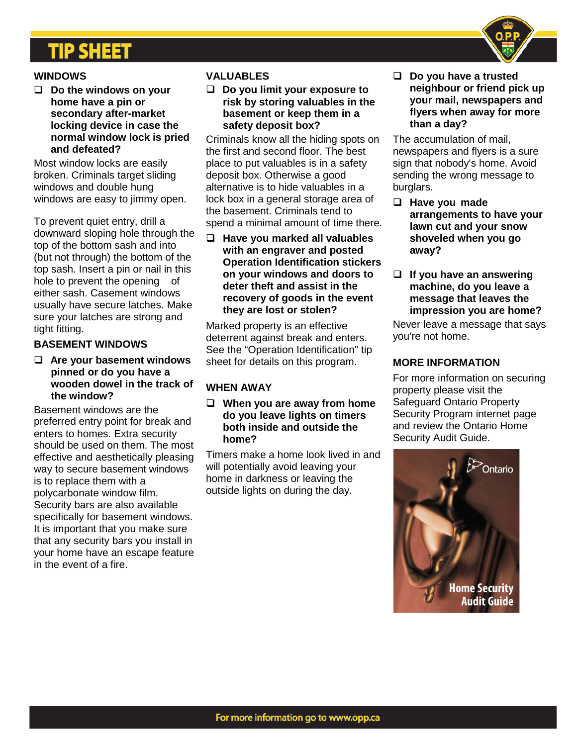# TIP SHEET

## WINDOWS

- ❑ **Do the windows on your home have a pin or secondary after-market locking device in case the normal window lock is pried and defeated?**

Most window locks are easily broken. Criminals target sliding windows and double hung windows are easy to jimmy open.

To prevent quiet entry, drill a downward sloping hole through the top of the bottom sash and into (but not through) the bottom of the top sash. Insert a pin or nail in this hole to prevent the opening of either sash. Casement windows usually have secure latches. Make sure your latches are strong and tight fitting.

## BASEMENT WINDOWS

- ❑ **Are your basement windows pinned or do you have a wooden dowel in the track of the window?**

Basement windows are the preferred entry point for break and enters to homes. Extra security should be used on them. The most effective and aesthetically pleasing way to secure basement windows is to replace them with a polycarbonate window film. Security bars are also available specifically for basement windows. It is important that you make sure that any security bars you install in your home have an escape feature in the event of a fire.

## VALUABLES

- ❑ **Do you limit your exposure to risk by storing valuables in the basement or keep them in a safety deposit box?**

Criminals know all the hiding spots on the first and second floor. The best place to put valuables is in a safety deposit box. Otherwise a good alternative is to hide valuables in a lock box in a general storage area of the basement. Criminals tend to spend a minimal amount of time there.

- ❑ **Have you marked all valuables with an engraver and posted Operation Identification stickers on your windows and doors to deter theft and assist in the recovery of goods in the event they are lost or stolen?**

Marked property is an effective deterrent against break and enters. See the "Operation Identification" tip sheet for details on this program.

## WHEN AWAY

- ❑ **When you are away from home do you leave lights on timers both inside and outside the home?**

Timers make a home look lived in and will potentially avoid leaving your home in darkness or leaving the outside lights on during the day.

- ❑ **Do you have a trusted neighbour or friend pick up your mail, newspapers and flyers when away for more than a day?**

The accumulation of mail, newspapers and flyers is a sure sign that nobody's home. Avoid sending the wrong message to burglars.

- ❑ **Have you made arrangements to have your lawn cut and your snow shoveled when you go away?**

- ❑ **If you have an answering machine, do you leave a message that leaves the impression you are home?**

Never leave a message that says you're not home.

## MORE INFORMATION

For more information on securing property please visit the Safeguard Ontario Property Security Program internet page and review the Ontario Home Security Audit Guide.

Ontario
Home Security Audit Guide

For more information go to www.opp.ca